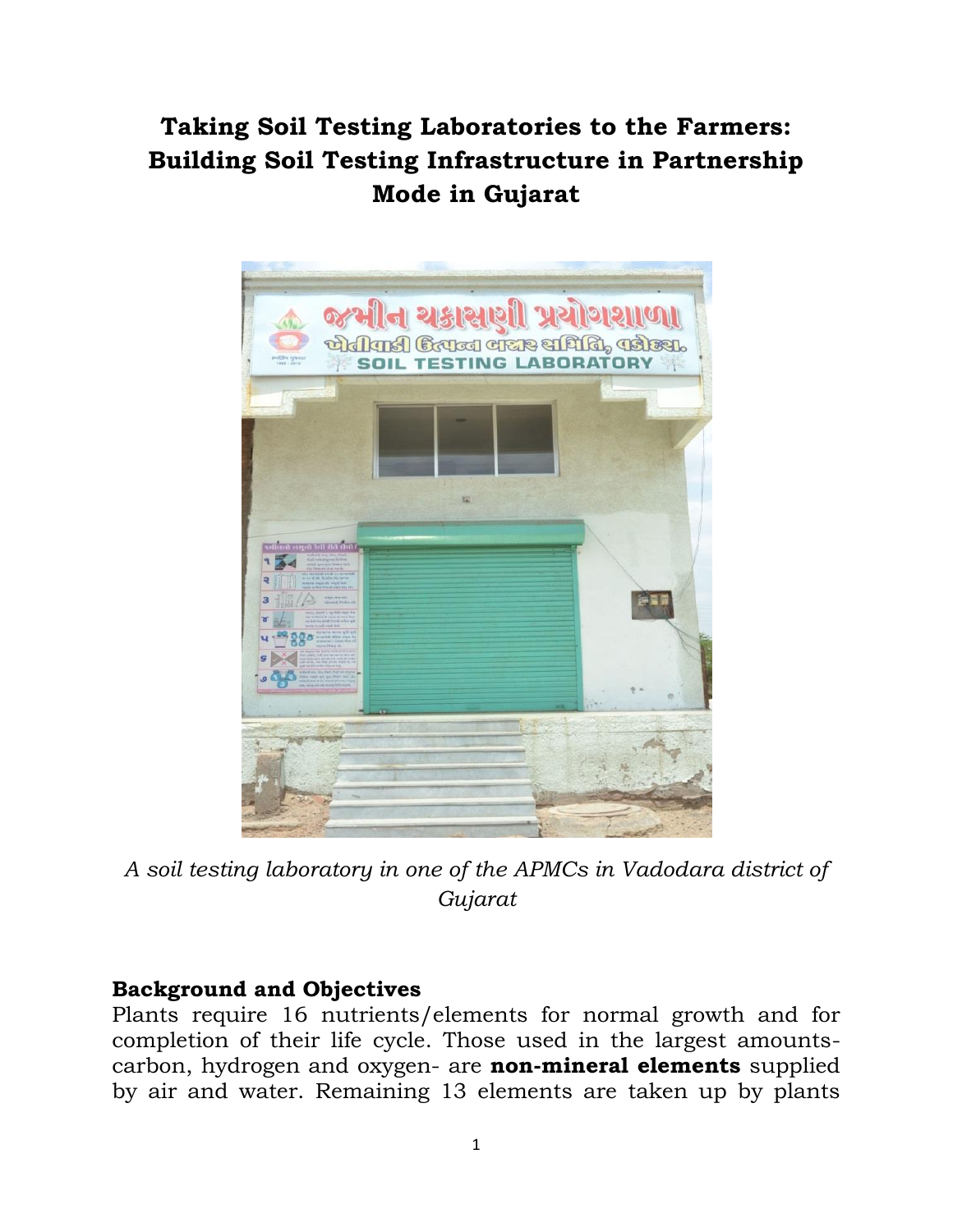# Taking Soil Testing Laboratories to the Farmers: Building Soil Testing Infrastructure in Partnership Mode in Gujarat

*A soil testing laboratory in one of the APMCs in Vadodara district of Gujarat*

## Background and Objectives

Plants require 16 nutrients/elements for normal growth and for completion of their life cycle. Those used in the largest amounts- carbon, hydrogen and oxygen- are **non-mineral elements** supplied by air and water. Remaining 13 elements are taken up by plants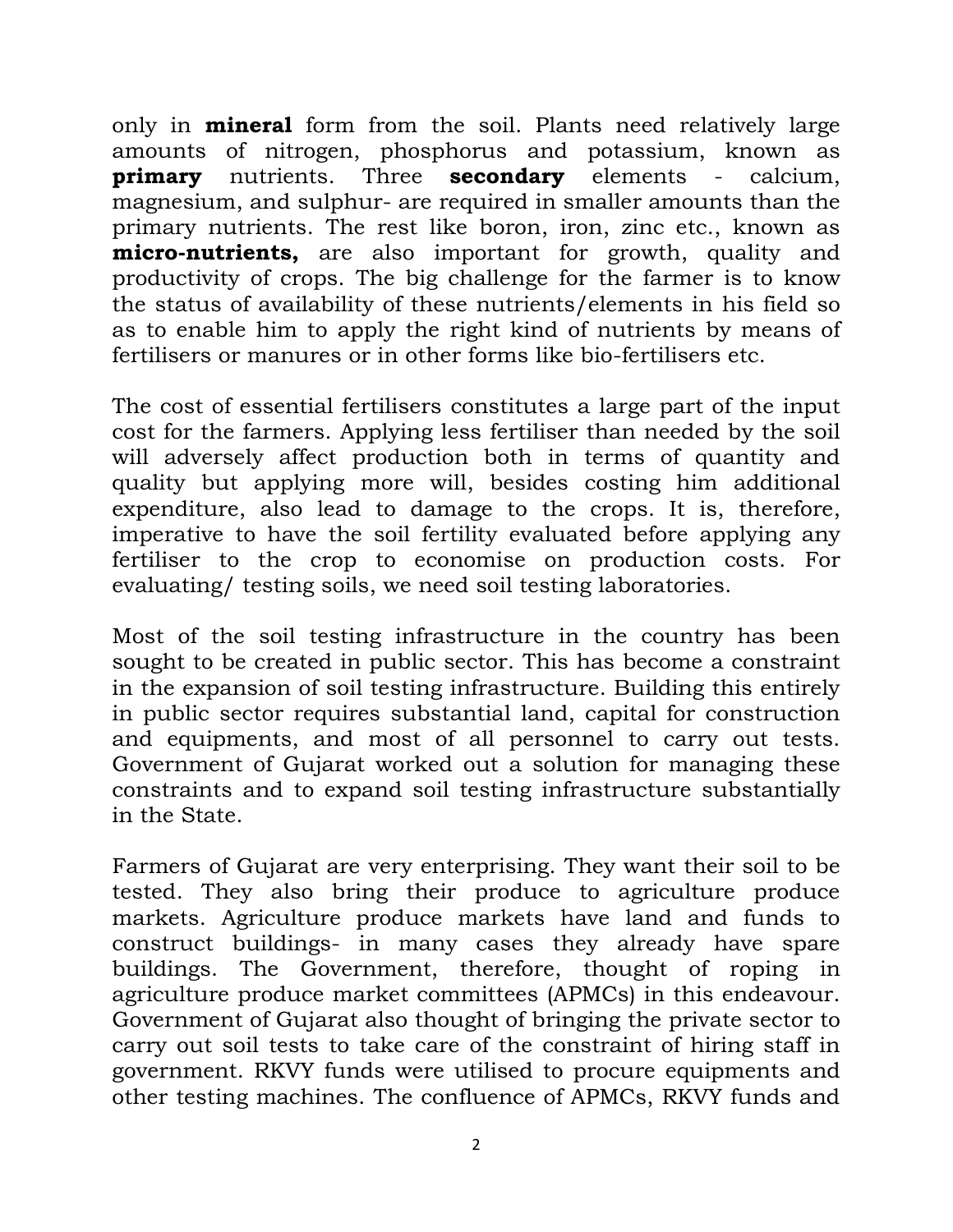only in **mineral** form from the soil. Plants need relatively large amounts of nitrogen, phosphorus and potassium, known as **primary** nutrients. Three **secondary** elements - calcium, magnesium, and sulphur- are required in smaller amounts than the primary nutrients. The rest like boron, iron, zinc etc., known as **micro-nutrients,** are also important for growth, quality and productivity of crops. The big challenge for the farmer is to know the status of availability of these nutrients/elements in his field so as to enable him to apply the right kind of nutrients by means of fertilisers or manures or in other forms like bio-fertilisers etc.

The cost of essential fertilisers constitutes a large part of the input cost for the farmers. Applying less fertiliser than needed by the soil will adversely affect production both in terms of quantity and quality but applying more will, besides costing him additional expenditure, also lead to damage to the crops. It is, therefore, imperative to have the soil fertility evaluated before applying any fertiliser to the crop to economise on production costs. For evaluating/ testing soils, we need soil testing laboratories.

Most of the soil testing infrastructure in the country has been sought to be created in public sector. This has become a constraint in the expansion of soil testing infrastructure. Building this entirely in public sector requires substantial land, capital for construction and equipments, and most of all personnel to carry out tests. Government of Gujarat worked out a solution for managing these constraints and to expand soil testing infrastructure substantially in the State.

Farmers of Gujarat are very enterprising. They want their soil to be tested. They also bring their produce to agriculture produce markets. Agriculture produce markets have land and funds to construct buildings- in many cases they already have spare buildings. The Government, therefore, thought of roping in agriculture produce market committees (APMCs) in this endeavour. Government of Gujarat also thought of bringing the private sector to carry out soil tests to take care of the constraint of hiring staff in government. RKVY funds were utilised to procure equipments and other testing machines. The confluence of APMCs, RKVY funds and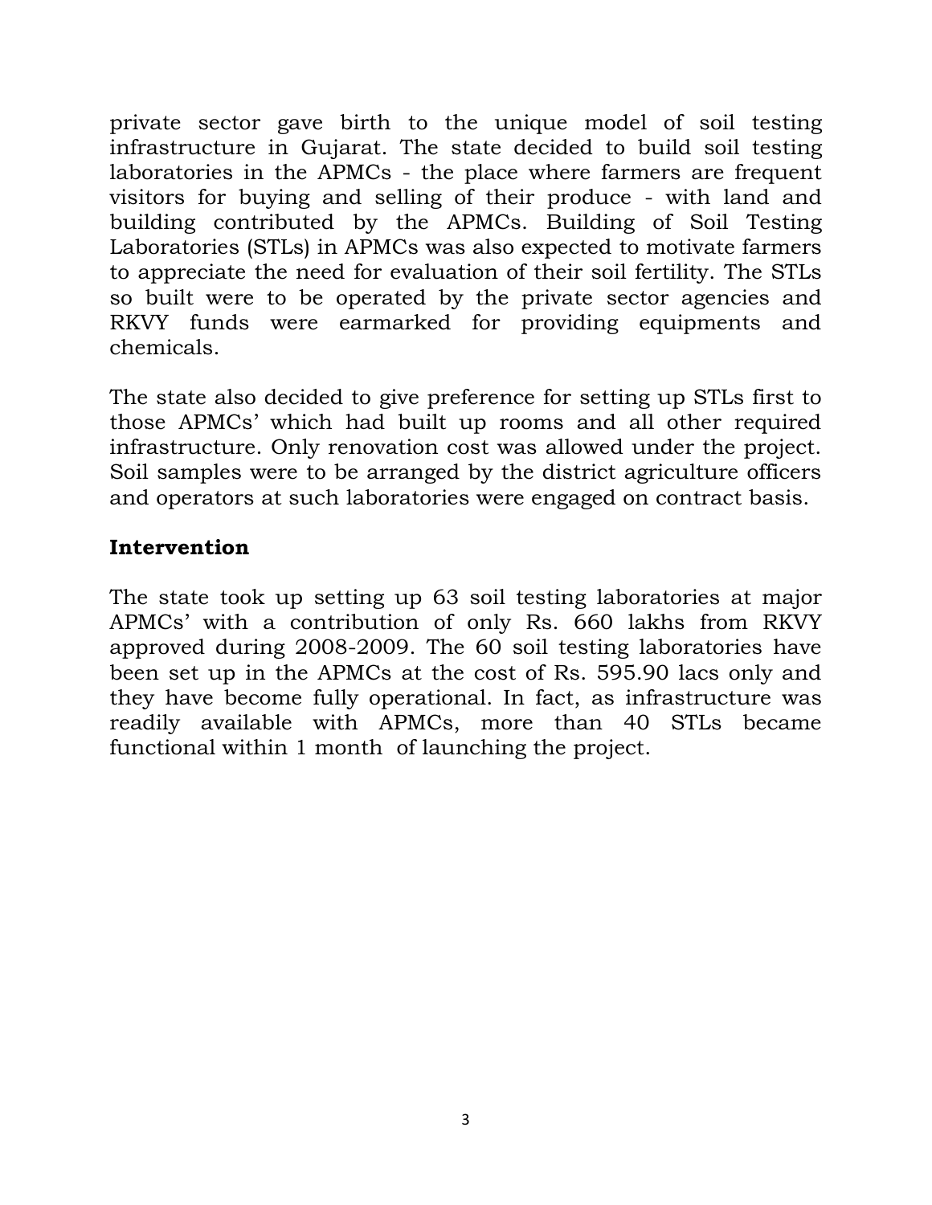private sector gave birth to the unique model of soil testing infrastructure in Gujarat. The state decided to build soil testing laboratories in the APMCs - the place where farmers are frequent visitors for buying and selling of their produce - with land and building contributed by the APMCs. Building of Soil Testing Laboratories (STLs) in APMCs was also expected to motivate farmers to appreciate the need for evaluation of their soil fertility. The STLs so built were to be operated by the private sector agencies and RKVY funds were earmarked for providing equipments and chemicals.

The state also decided to give preference for setting up STLs first to those APMCs' which had built up rooms and all other required infrastructure. Only renovation cost was allowed under the project. Soil samples were to be arranged by the district agriculture officers and operators at such laboratories were engaged on contract basis.

## Intervention

The state took up setting up 63 soil testing laboratories at major APMCs' with a contribution of only Rs. 660 lakhs from RKVY approved during 2008-2009. The 60 soil testing laboratories have been set up in the APMCs at the cost of Rs. 595.90 lacs only and they have become fully operational. In fact, as infrastructure was readily available with APMCs, more than 40 STLs became functional within 1 month of launching the project.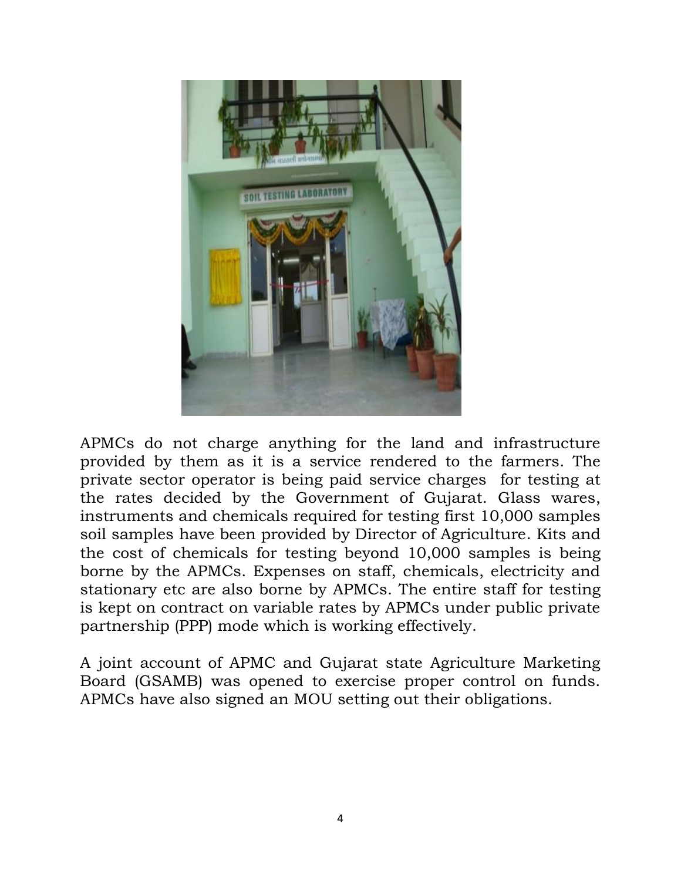APMCs do not charge anything for the land and infrastructure provided by them as it is a service rendered to the farmers. The private sector operator is being paid service charges for testing at the rates decided by the Government of Gujarat. Glass wares, instruments and chemicals required for testing first 10,000 samples soil samples have been provided by Director of Agriculture. Kits and the cost of chemicals for testing beyond 10,000 samples is being borne by the APMCs. Expenses on staff, chemicals, electricity and stationary etc are also borne by APMCs. The entire staff for testing is kept on contract on variable rates by APMCs under public private partnership (PPP) mode which is working effectively.

A joint account of APMC and Gujarat state Agriculture Marketing Board (GSAMB) was opened to exercise proper control on funds. APMCs have also signed an MOU setting out their obligations.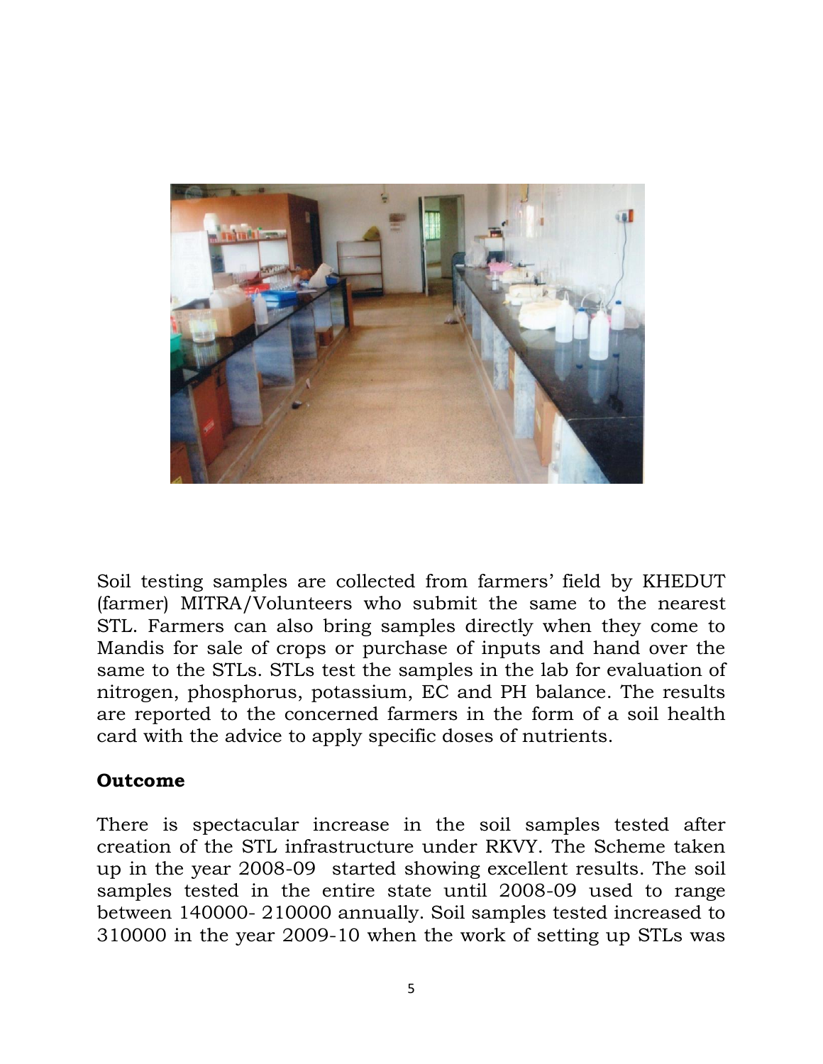Soil testing samples are collected from farmers' field by KHEDUT (farmer) MITRA/Volunteers who submit the same to the nearest STL. Farmers can also bring samples directly when they come to Mandis for sale of crops or purchase of inputs and hand over the same to the STLs. STLs test the samples in the lab for evaluation of nitrogen, phosphorus, potassium, EC and PH balance. The results are reported to the concerned farmers in the form of a soil health card with the advice to apply specific doses of nutrients.

## Outcome

There is spectacular increase in the soil samples tested after creation of the STL infrastructure under RKVY. The Scheme taken up in the year 2008-09 started showing excellent results. The soil samples tested in the entire state until 2008-09 used to range between 140000- 210000 annually. Soil samples tested increased to 310000 in the year 2009-10 when the work of setting up STLs was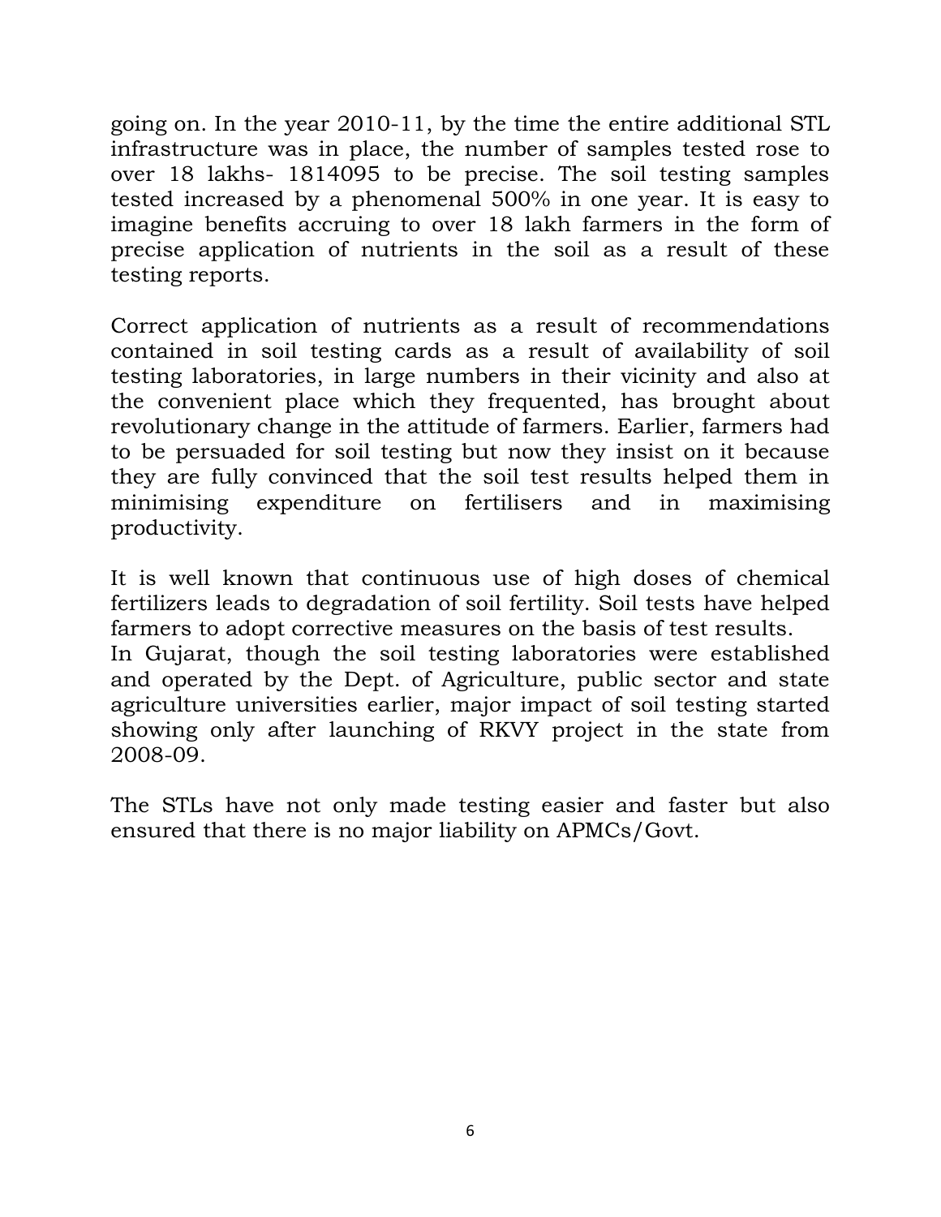going on. In the year 2010-11, by the time the entire additional STL infrastructure was in place, the number of samples tested rose to over 18 lakhs- 1814095 to be precise. The soil testing samples tested increased by a phenomenal 500% in one year. It is easy to imagine benefits accruing to over 18 lakh farmers in the form of precise application of nutrients in the soil as a result of these testing reports.

Correct application of nutrients as a result of recommendations contained in soil testing cards as a result of availability of soil testing laboratories, in large numbers in their vicinity and also at the convenient place which they frequented, has brought about revolutionary change in the attitude of farmers. Earlier, farmers had to be persuaded for soil testing but now they insist on it because they are fully convinced that the soil test results helped them in minimising expenditure on fertilisers and in maximising productivity.

It is well known that continuous use of high doses of chemical fertilizers leads to degradation of soil fertility. Soil tests have helped farmers to adopt corrective measures on the basis of test results.
In Gujarat, though the soil testing laboratories were established and operated by the Dept. of Agriculture, public sector and state agriculture universities earlier, major impact of soil testing started showing only after launching of RKVY project in the state from 2008-09.

The STLs have not only made testing easier and faster but also ensured that there is no major liability on APMCs/Govt.